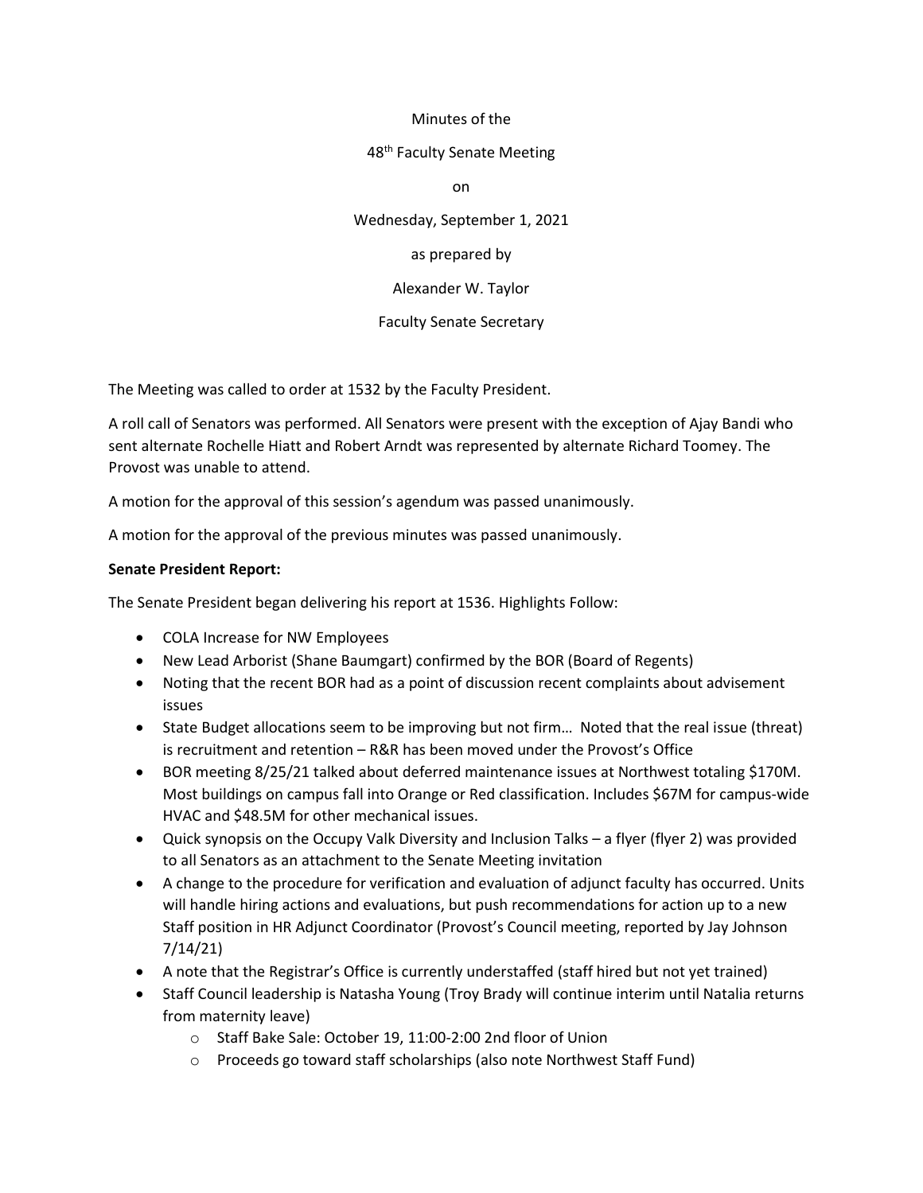Minutes of the

48th Faculty Senate Meeting

on

Wednesday, September 1, 2021

as prepared by

Alexander W. Taylor

Faculty Senate Secretary

The Meeting was called to order at 1532 by the Faculty President.

A roll call of Senators was performed. All Senators were present with the exception of Ajay Bandi who sent alternate Rochelle Hiatt and Robert Arndt was represented by alternate Richard Toomey. The Provost was unable to attend.

A motion for the approval of this session's agendum was passed unanimously.

A motion for the approval of the previous minutes was passed unanimously.

**Senate President Report:**

The Senate President began delivering his report at 1536. Highlights Follow:

- COLA Increase for NW Employees
- New Lead Arborist (Shane Baumgart) confirmed by the BOR (Board of Regents)
- Noting that the recent BOR had as a point of discussion recent complaints about advisement issues
- State Budget allocations seem to be improving but not firm… Noted that the real issue (threat) is recruitment and retention – R&R has been moved under the Provost's Office
- BOR meeting 8/25/21 talked about deferred maintenance issues at Northwest totaling $170M. Most buildings on campus fall into Orange or Red classification. Includes $67M for campus-wide HVAC and $48.5M for other mechanical issues.
- Quick synopsis on the Occupy Valk Diversity and Inclusion Talks – a flyer (flyer 2) was provided to all Senators as an attachment to the Senate Meeting invitation
- A change to the procedure for verification and evaluation of adjunct faculty has occurred. Units will handle hiring actions and evaluations, but push recommendations for action up to a new Staff position in HR Adjunct Coordinator (Provost's Council meeting, reported by Jay Johnson 7/14/21)
- A note that the Registrar's Office is currently understaffed (staff hired but not yet trained)
- Staff Council leadership is Natasha Young (Troy Brady will continue interim until Natalia returns from maternity leave)
    - Staff Bake Sale: October 19, 11:00-2:00 2nd floor of Union
    - Proceeds go toward staff scholarships (also note Northwest Staff Fund)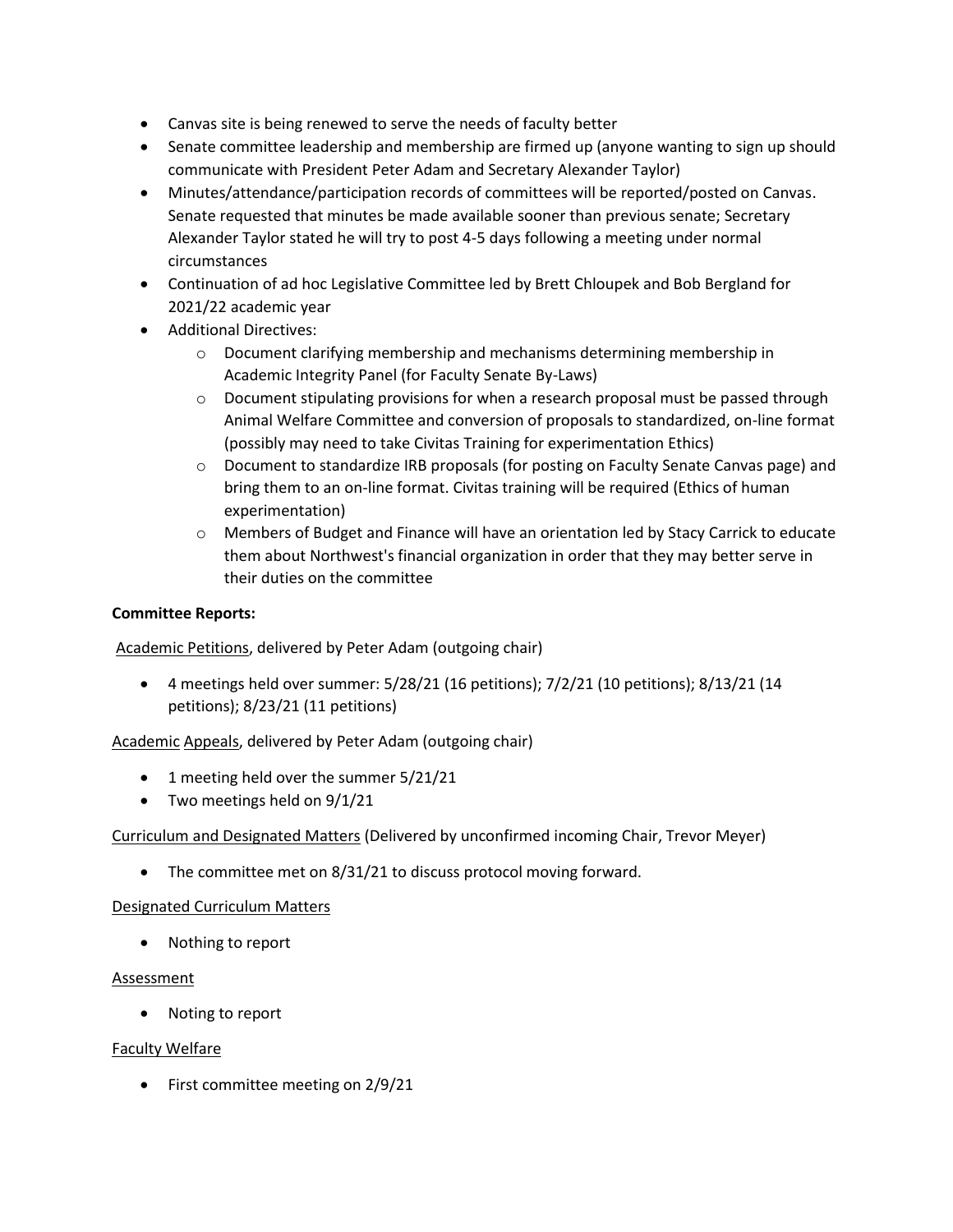- Canvas site is being renewed to serve the needs of faculty better
- Senate committee leadership and membership are firmed up (anyone wanting to sign up should communicate with President Peter Adam and Secretary Alexander Taylor)
- Minutes/attendance/participation records of committees will be reported/posted on Canvas. Senate requested that minutes be made available sooner than previous senate; Secretary Alexander Taylor stated he will try to post 4-5 days following a meeting under normal circumstances
- Continuation of ad hoc Legislative Committee led by Brett Chloupek and Bob Bergland for 2021/22 academic year
- Additional Directives:
  - Document clarifying membership and mechanisms determining membership in Academic Integrity Panel (for Faculty Senate By-Laws)
  - Document stipulating provisions for when a research proposal must be passed through Animal Welfare Committee and conversion of proposals to standardized, on-line format (possibly may need to take Civitas Training for experimentation Ethics)
  - Document to standardize IRB proposals (for posting on Faculty Senate Canvas page) and bring them to an on-line format. Civitas training will be required (Ethics of human experimentation)
  - Members of Budget and Finance will have an orientation led by Stacy Carrick to educate them about Northwest's financial organization in order that they may better serve in their duties on the committee

**Committee Reports:**

Academic Petitions, delivered by Peter Adam (outgoing chair)

- 4 meetings held over summer: 5/28/21 (16 petitions); 7/2/21 (10 petitions); 8/13/21 (14 petitions); 8/23/21 (11 petitions)

Academic Appeals, delivered by Peter Adam (outgoing chair)

- 1 meeting held over the summer 5/21/21
- Two meetings held on 9/1/21

Curriculum and Designated Matters (Delivered by unconfirmed incoming Chair, Trevor Meyer)

- The committee met on 8/31/21 to discuss protocol moving forward.

Designated Curriculum Matters

- Nothing to report

Assessment

- Noting to report

Faculty Welfare

- First committee meeting on 2/9/21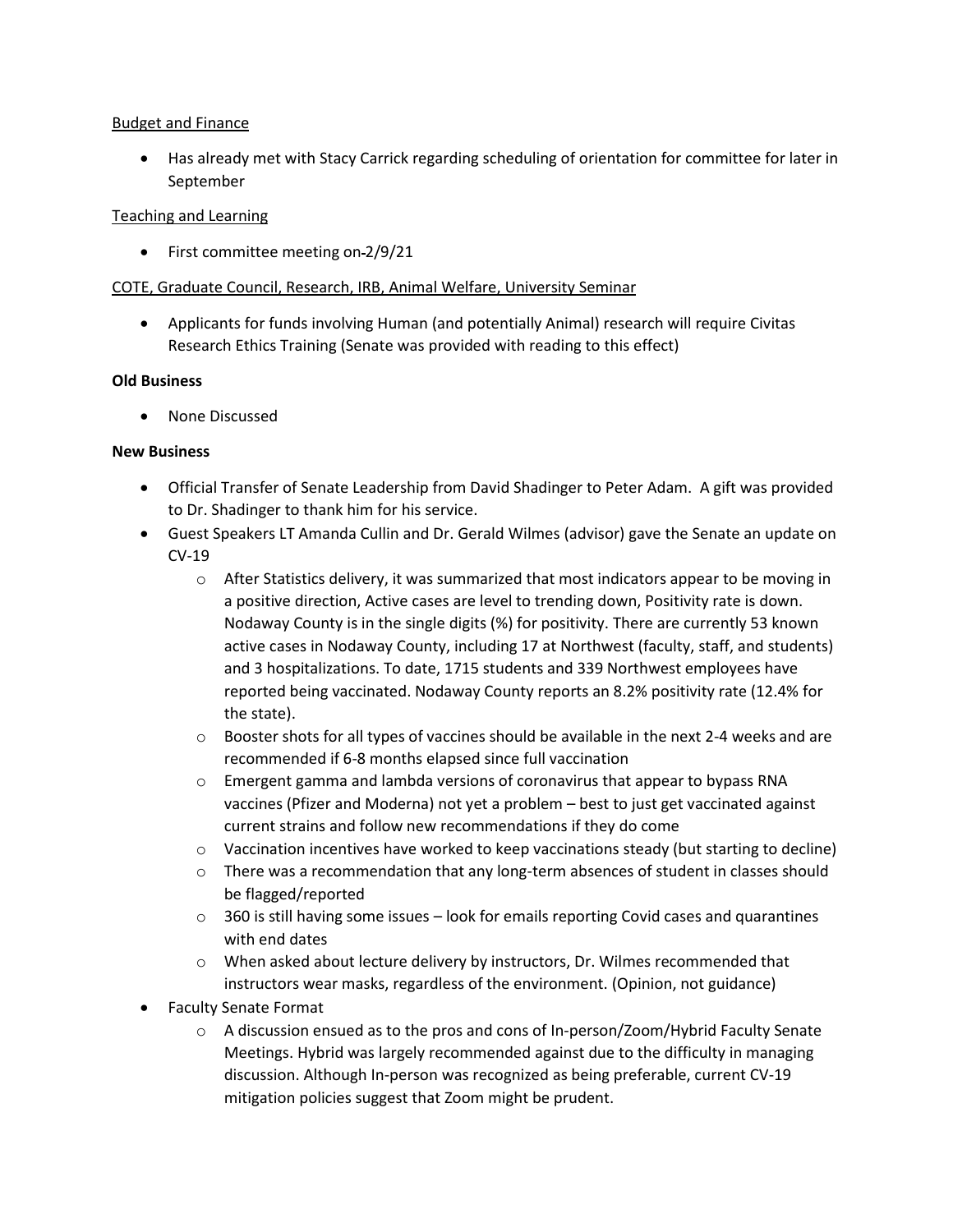Budget and Finance

- Has already met with Stacy Carrick regarding scheduling of orientation for committee for later in September

Teaching and Learning

- First committee meeting on-2/9/21

COTE, Graduate Council, Research, IRB, Animal Welfare, University Seminar

- Applicants for funds involving Human (and potentially Animal) research will require Civitas Research Ethics Training (Senate was provided with reading to this effect)

**Old Business**

- None Discussed

**New Business**

- Official Transfer of Senate Leadership from David Shadinger to Peter Adam. A gift was provided to Dr. Shadinger to thank him for his service.
- Guest Speakers LT Amanda Cullin and Dr. Gerald Wilmes (advisor) gave the Senate an update on CV-19
    - After Statistics delivery, it was summarized that most indicators appear to be moving in a positive direction, Active cases are level to trending down, Positivity rate is down. Nodaway County is in the single digits (%) for positivity. There are currently 53 known active cases in Nodaway County, including 17 at Northwest (faculty, staff, and students) and 3 hospitalizations. To date, 1715 students and 339 Northwest employees have reported being vaccinated. Nodaway County reports an 8.2% positivity rate (12.4% for the state).
    - Booster shots for all types of vaccines should be available in the next 2-4 weeks and are recommended if 6-8 months elapsed since full vaccination
    - Emergent gamma and lambda versions of coronavirus that appear to bypass RNA vaccines (Pfizer and Moderna) not yet a problem – best to just get vaccinated against current strains and follow new recommendations if they do come
    - Vaccination incentives have worked to keep vaccinations steady (but starting to decline)
    - There was a recommendation that any long-term absences of student in classes should be flagged/reported
    - 360 is still having some issues – look for emails reporting Covid cases and quarantines with end dates
    - When asked about lecture delivery by instructors, Dr. Wilmes recommended that instructors wear masks, regardless of the environment. (Opinion, not guidance)
- Faculty Senate Format
    - A discussion ensued as to the pros and cons of In-person/Zoom/Hybrid Faculty Senate Meetings. Hybrid was largely recommended against due to the difficulty in managing discussion. Although In-person was recognized as being preferable, current CV-19 mitigation policies suggest that Zoom might be prudent.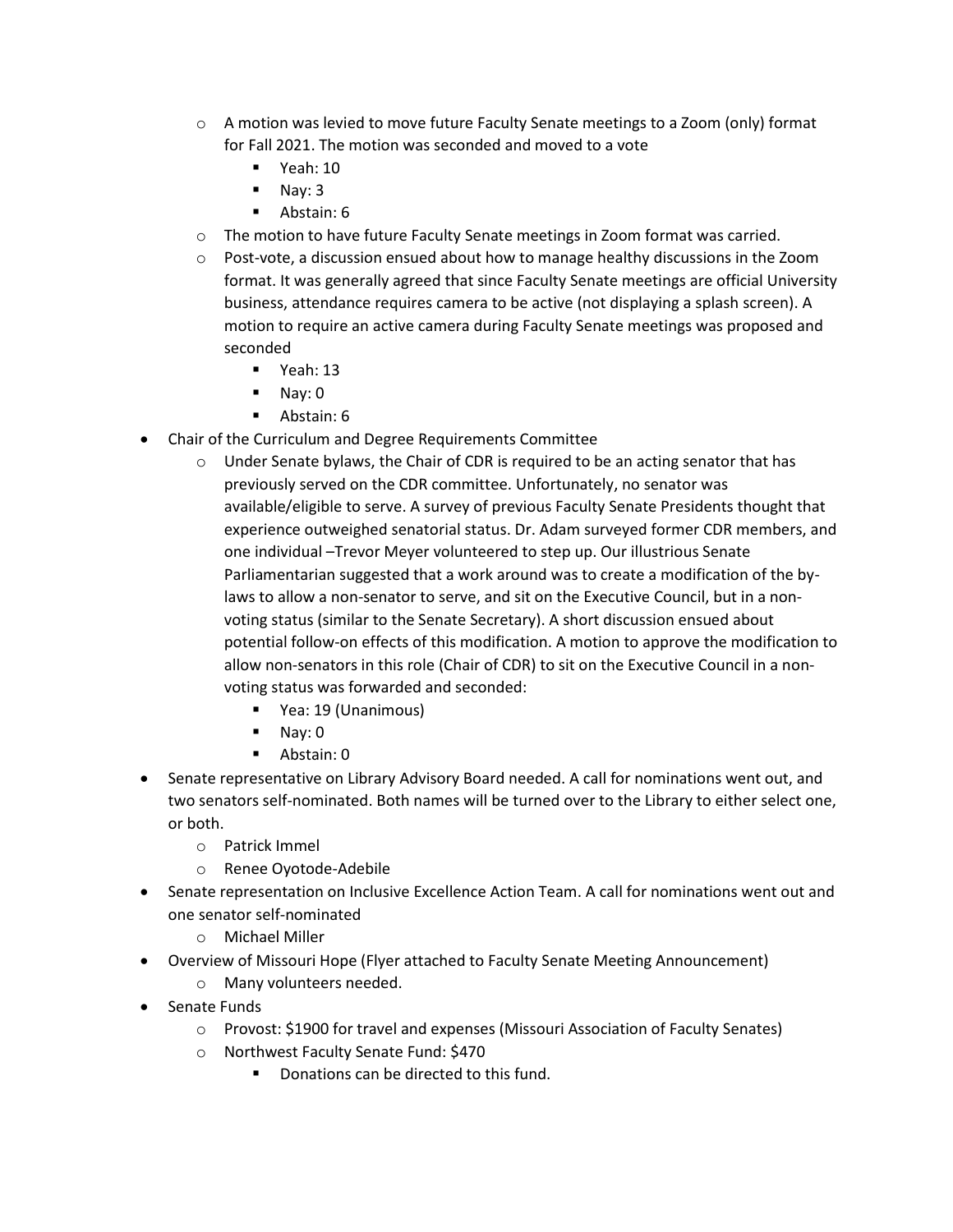- A motion was levied to move future Faculty Senate meetings to a Zoom (only) format for Fall 2021. The motion was seconded and moved to a vote
    - Yeah: 10
    - Nay: 3
    - Abstain: 6
  - The motion to have future Faculty Senate meetings in Zoom format was carried.
  - Post-vote, a discussion ensued about how to manage healthy discussions in the Zoom format. It was generally agreed that since Faculty Senate meetings are official University business, attendance requires camera to be active (not displaying a splash screen). A motion to require an active camera during Faculty Senate meetings was proposed and seconded
    - Yeah: 13
    - Nay: 0
    - Abstain: 6
- Chair of the Curriculum and Degree Requirements Committee
  - Under Senate bylaws, the Chair of CDR is required to be an acting senator that has previously served on the CDR committee. Unfortunately, no senator was available/eligible to serve. A survey of previous Faculty Senate Presidents thought that experience outweighed senatorial status. Dr. Adam surveyed former CDR members, and one individual –Trevor Meyer volunteered to step up. Our illustrious Senate Parliamentarian suggested that a work around was to create a modification of the by-laws to allow a non-senator to serve, and sit on the Executive Council, but in a non-voting status (similar to the Senate Secretary). A short discussion ensued about potential follow-on effects of this modification. A motion to approve the modification to allow non-senators in this role (Chair of CDR) to sit on the Executive Council in a non-voting status was forwarded and seconded:
    - Yea: 19 (Unanimous)
    - Nay: 0
    - Abstain: 0
- Senate representative on Library Advisory Board needed. A call for nominations went out, and two senators self-nominated. Both names will be turned over to the Library to either select one, or both.
  - Patrick Immel
  - Renee Oyotode-Adebile
- Senate representation on Inclusive Excellence Action Team. A call for nominations went out and one senator self-nominated
  - Michael Miller
- Overview of Missouri Hope (Flyer attached to Faculty Senate Meeting Announcement)
  - Many volunteers needed.
- Senate Funds
  - Provost: $1900 for travel and expenses (Missouri Association of Faculty Senates)
  - Northwest Faculty Senate Fund: $470
    - Donations can be directed to this fund.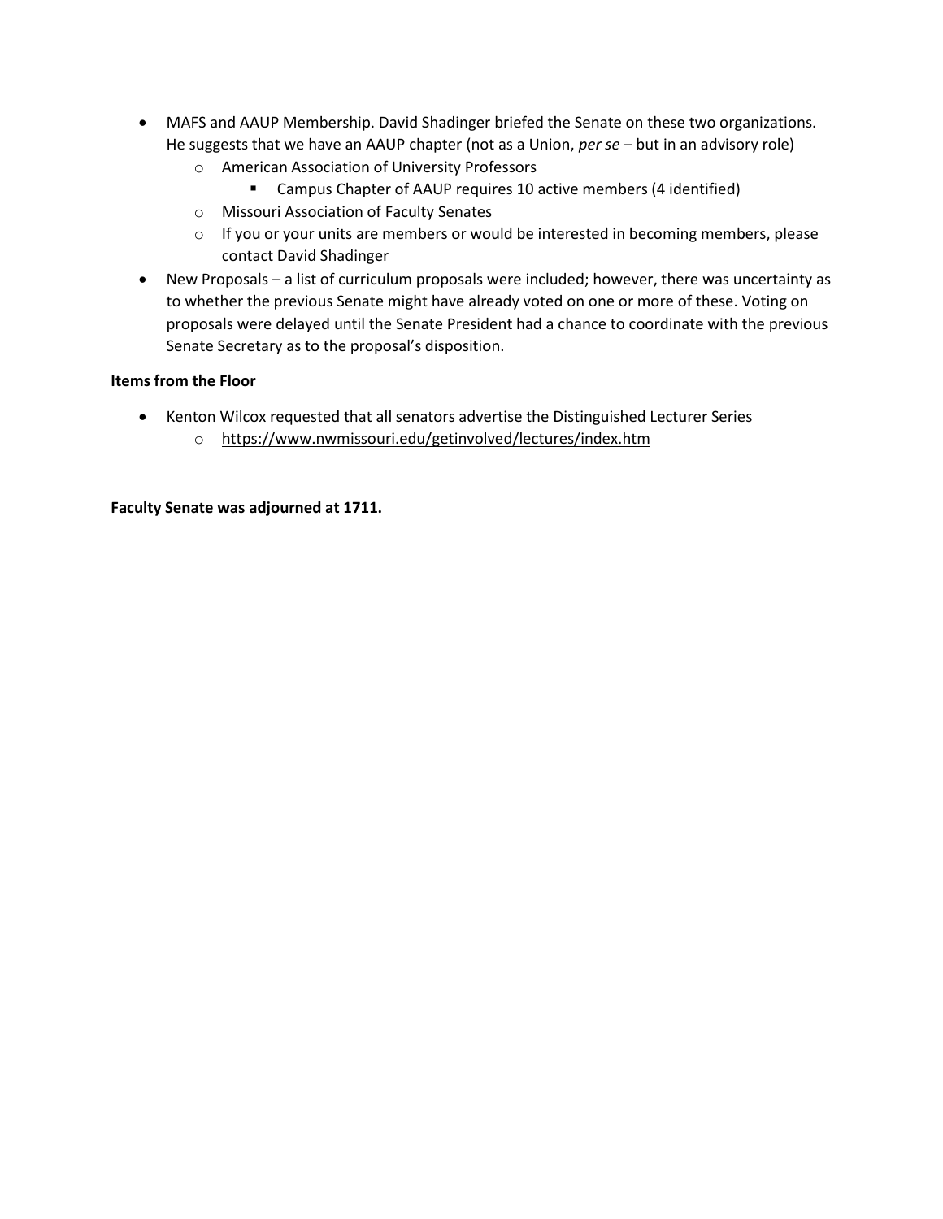- MAFS and AAUP Membership. David Shadinger briefed the Senate on these two organizations. He suggests that we have an AAUP chapter (not as a Union, *per se* – but in an advisory role)
  - American Association of University Professors
    - Campus Chapter of AAUP requires 10 active members (4 identified)
  - Missouri Association of Faculty Senates
  - If you or your units are members or would be interested in becoming members, please contact David Shadinger
- New Proposals – a list of curriculum proposals were included; however, there was uncertainty as to whether the previous Senate might have already voted on one or more of these. Voting on proposals were delayed until the Senate President had a chance to coordinate with the previous Senate Secretary as to the proposal's disposition.

**Items from the Floor**

- Kenton Wilcox requested that all senators advertise the Distinguished Lecturer Series
  - https://www.nwmissouri.edu/getinvolved/lectures/index.htm

**Faculty Senate was adjourned at 1711.**